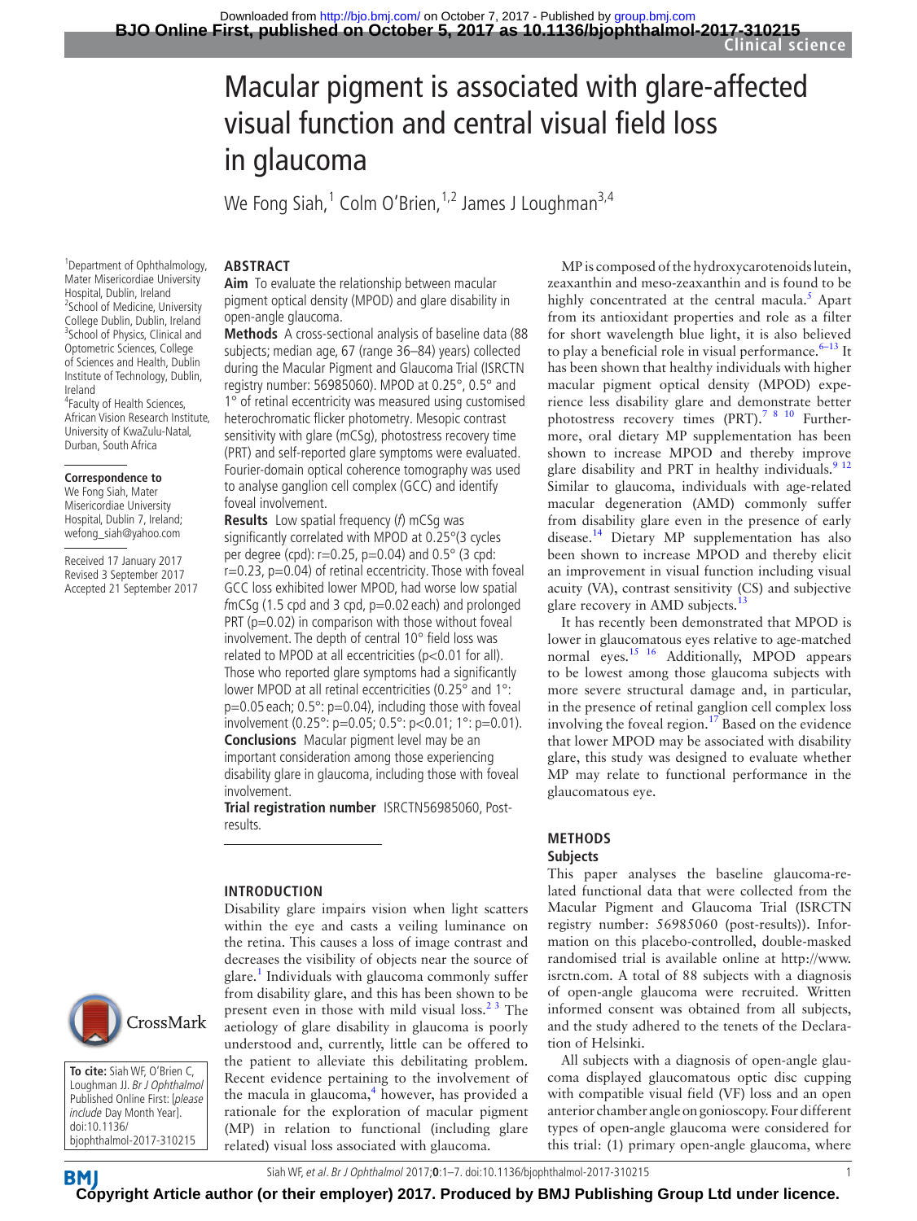# Macular pigment is associated with glare-affected visual function and central visual field loss in glaucoma

We Fong Siah,[1] Colm O'Brien,[1,2] James J Loughman[3,4]

[1]Department of Ophthalmology, Mater Misericordiae University Hospital, Dublin, Ireland
[2]School of Medicine, University College Dublin, Dublin, Ireland
[3]School of Physics, Clinical and Optometric Sciences, College of Sciences and Health, Dublin Institute of Technology, Dublin, Ireland
[4]Faculty of Health Sciences, African Vision Research Institute, University of KwaZulu-Natal, Durban, South Africa

**Correspondence to**
We Fong Siah, Mater Misericordiae University Hospital, Dublin 7, Ireland; wefong_siah@yahoo.com

Received 17 January 2017
Revised 3 September 2017
Accepted 21 September 2017

## ABSTRACT

**Aim** To evaluate the relationship between macular pigment optical density (MPOD) and glare disability in open-angle glaucoma.

**Methods** A cross-sectional analysis of baseline data (88 subjects; median age, 67 (range 36–84) years) collected during the Macular Pigment and Glaucoma Trial (ISRCTN registry number: 56985060). MPOD at 0.25°, 0.5° and 1° of retinal eccentricity was measured using customised heterochromatic flicker photometry. Mesopic contrast sensitivity with glare (mCSg), photostress recovery time (PRT) and self-reported glare symptoms were evaluated. Fourier-domain optical coherence tomography was used to analyse ganglion cell complex (GCC) and identify foveal involvement.

**Results** Low spatial frequency (*f*) mCSg was significantly correlated with MPOD at 0.25°(3 cycles per degree (cpd): r=0.25, p=0.04) and 0.5° (3 cpd: r=0.23, p=0.04) of retinal eccentricity. Those with foveal GCC loss exhibited lower MPOD, had worse low spatial *f*mCSg (1.5 cpd and 3 cpd, p=0.02 each) and prolonged PRT (p=0.02) in comparison with those without foveal involvement. The depth of central 10° field loss was related to MPOD at all eccentricities (p<0.01 for all). Those who reported glare symptoms had a significantly lower MPOD at all retinal eccentricities (0.25° and 1°: p=0.05 each; 0.5°: p=0.04), including those with foveal involvement (0.25°: p=0.05; 0.5°: p<0.01; 1°: p=0.01).

**Conclusions** Macular pigment level may be an important consideration among those experiencing disability glare in glaucoma, including those with foveal involvement.

**Trial registration number** ISRCTN56985060, Post-results.

## INTRODUCTION

Disability glare impairs vision when light scatters within the eye and casts a veiling luminance on the retina. This causes a loss of image contrast and decreases the visibility of objects near the source of glare.[1] Individuals with glaucoma commonly suffer from disability glare, and this has been shown to be present even in those with mild visual loss.[2 3] The aetiology of glare disability in glaucoma is poorly understood and, currently, little can be offered to the patient to alleviate this debilitating problem. Recent evidence pertaining to the involvement of the macula in glaucoma,[4] however, has provided a rationale for the exploration of macular pigment (MP) in relation to functional (including glare related) visual loss associated with glaucoma.

MP is composed of the hydroxycarotenoids lutein, zeaxanthin and meso-zeaxanthin and is found to be highly concentrated at the central macula.[5] Apart from its antioxidant properties and role as a filter for short wavelength blue light, it is also believed to play a beneficial role in visual performance.[6–13] It has been shown that healthy individuals with higher macular pigment optical density (MPOD) experience less disability glare and demonstrate better photostress recovery times (PRT).[7 8 10] Furthermore, oral dietary MP supplementation has been shown to increase MPOD and thereby improve glare disability and PRT in healthy individuals.[9 12] Similar to glaucoma, individuals with age-related macular degeneration (AMD) commonly suffer from disability glare even in the presence of early disease.[14] Dietary MP supplementation has also been shown to increase MPOD and thereby elicit an improvement in visual function including visual acuity (VA), contrast sensitivity (CS) and subjective glare recovery in AMD subjects.[13]

It has recently been demonstrated that MPOD is lower in glaucomatous eyes relative to age-matched normal eyes.[15 16] Additionally, MPOD appears to be lowest among those glaucoma subjects with more severe structural damage and, in particular, in the presence of retinal ganglion cell complex loss involving the foveal region.[17] Based on the evidence that lower MPOD may be associated with disability glare, this study was designed to evaluate whether MP may relate to functional performance in the glaucomatous eye.

## METHODS

### Subjects

This paper analyses the baseline glaucoma-related functional data that were collected from the Macular Pigment and Glaucoma Trial (ISRCTN registry number: 56985060 (post-results)). Information on this placebo-controlled, double-masked randomised trial is available online at http://www.isrctn.com. A total of 88 subjects with a diagnosis of open-angle glaucoma were recruited. Written informed consent was obtained from all subjects, and the study adhered to the tenets of the Declaration of Helsinki.

All subjects with a diagnosis of open-angle glaucoma displayed glaucomatous optic disc cupping with compatible visual field (VF) loss and an open anterior chamber angle on gonioscopy. Four different types of open-angle glaucoma were considered for this trial: (1) primary open-angle glaucoma, where

**To cite:** Siah WF, O'Brien C, Loughman JJ. *Br J Ophthalmol* Published Online First: [*please include* Day Month Year]. doi:10.1136/bjophthalmol-2017-310215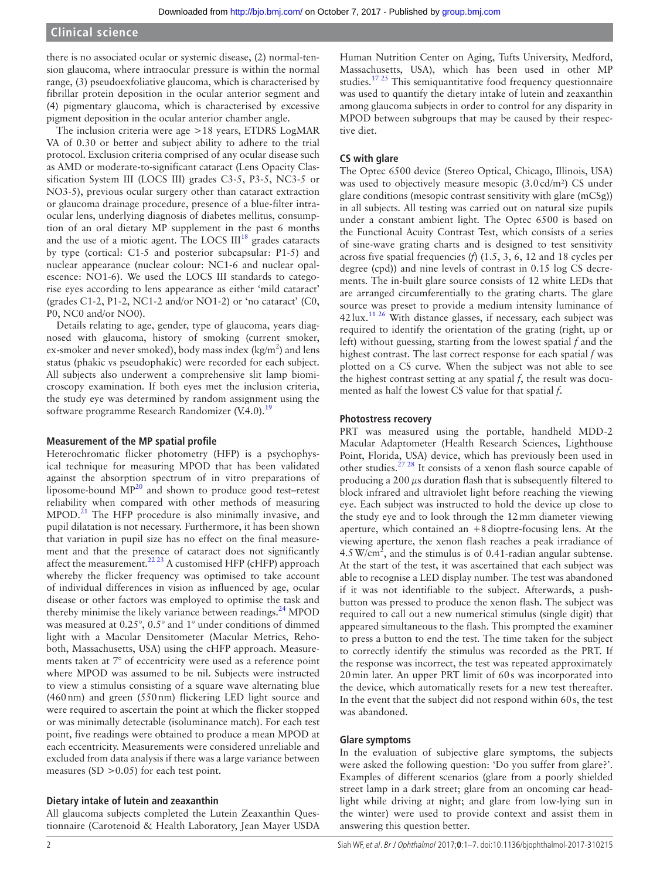there is no associated ocular or systemic disease, (2) normal-tension glaucoma, where intraocular pressure is within the normal range, (3) pseudoexfoliative glaucoma, which is characterised by fibrillar protein deposition in the ocular anterior segment and (4) pigmentary glaucoma, which is characterised by excessive pigment deposition in the ocular anterior chamber angle.

The inclusion criteria were age >18 years, ETDRS LogMAR VA of 0.30 or better and subject ability to adhere to the trial protocol. Exclusion criteria comprised of any ocular disease such as AMD or moderate-to-significant cataract (Lens Opacity Classification System III (LOCS III) grades C3-5, P3-5, NC3-5 or NO3-5), previous ocular surgery other than cataract extraction or glaucoma drainage procedure, presence of a blue-filter intraocular lens, underlying diagnosis of diabetes mellitus, consumption of an oral dietary MP supplement in the past 6 months and the use of a miotic agent. The LOCS III[18] grades cataracts by type (cortical: C1-5 and posterior subcapsular: P1-5) and nuclear appearance (nuclear colour: NC1-6 and nuclear opalescence: NO1-6). We used the LOCS III standards to categorise eyes according to lens appearance as either 'mild cataract' (grades C1-2, P1-2, NC1-2 and/or NO1-2) or 'no cataract' (C0, P0, NC0 and/or NO0).

Details relating to age, gender, type of glaucoma, years diagnosed with glaucoma, history of smoking (current smoker, ex-smoker and never smoked), body mass index (kg/m$^2$) and lens status (phakic vs pseudophakic) were recorded for each subject. All subjects also underwent a comprehensive slit lamp biomicroscopy examination. If both eyes met the inclusion criteria, the study eye was determined by random assignment using the software programme Research Randomizer (V.4.0).[19]

### Measurement of the MP spatial profile

Heterochromatic flicker photometry (HFP) is a psychophysical technique for measuring MPOD that has been validated against the absorption spectrum of in vitro preparations of liposome-bound MP[20] and shown to produce good test–retest reliability when compared with other methods of measuring MPOD.[21] The HFP procedure is also minimally invasive, and pupil dilatation is not necessary. Furthermore, it has been shown that variation in pupil size has no effect on the final measurement and that the presence of cataract does not significantly affect the measurement.[22,23] A customised HFP (cHFP) approach whereby the flicker frequency was optimised to take account of individual differences in vision as influenced by age, ocular disease or other factors was employed to optimise the task and thereby minimise the likely variance between readings.[24] MPOD was measured at 0.25°, 0.5° and 1° under conditions of dimmed light with a Macular Densitometer (Macular Metrics, Rehoboth, Massachusetts, USA) using the cHFP approach. Measurements taken at 7° of eccentricity were used as a reference point where MPOD was assumed to be nil. Subjects were instructed to view a stimulus consisting of a square wave alternating blue (460 nm) and green (550 nm) flickering LED light source and were required to ascertain the point at which the flicker stopped or was minimally detectable (isoluminance match). For each test point, five readings were obtained to produce a mean MPOD at each eccentricity. Measurements were considered unreliable and excluded from data analysis if there was a large variance between measures (SD >0.05) for each test point.

### Dietary intake of lutein and zeaxanthin

All glaucoma subjects completed the Lutein Zeaxanthin Questionnaire (Carotenoid & Health Laboratory, Jean Mayer USDA Human Nutrition Center on Aging, Tufts University, Medford, Massachusetts, USA), which has been used in other MP studies.[17,25] This semiquantitative food frequency questionnaire was used to quantify the dietary intake of lutein and zeaxanthin among glaucoma subjects in order to control for any disparity in MPOD between subgroups that may be caused by their respective diet.

### CS with glare

The Optec 6500 device (Stereo Optical, Chicago, Illinois, USA) was used to objectively measure mesopic (3.0 cd/m²) CS under glare conditions (mesopic contrast sensitivity with glare (mCSg)) in all subjects. All testing was carried out on natural size pupils under a constant ambient light. The Optec 6500 is based on the Functional Acuity Contrast Test, which consists of a series of sine-wave grating charts and is designed to test sensitivity across five spatial frequencies (*f*) (1.5, 3, 6, 12 and 18 cycles per degree (cpd)) and nine levels of contrast in 0.15 log CS decrements. The in-built glare source consists of 12 white LEDs that are arranged circumferentially to the grating charts. The glare source was preset to provide a medium intensity luminance of 42 lux.[11,26] With distance glasses, if necessary, each subject was required to identify the orientation of the grating (right, up or left) without guessing, starting from the lowest spatial *f* and the highest contrast. The last correct response for each spatial *f* was plotted on a CS curve. When the subject was not able to see the highest contrast setting at any spatial *f*, the result was documented as half the lowest CS value for that spatial *f*.

### Photostress recovery

PRT was measured using the portable, handheld MDD-2 Macular Adaptometer (Health Research Sciences, Lighthouse Point, Florida, USA) device, which has previously been used in other studies.[27,28] It consists of a xenon flash source capable of producing a 200 μs duration flash that is subsequently filtered to block infrared and ultraviolet light before reaching the viewing eye. Each subject was instructed to hold the device up close to the study eye and to look through the 12 mm diameter viewing aperture, which contained an +8 dioptre-focusing lens. At the viewing aperture, the xenon flash reaches a peak irradiance of 4.5 W/cm$^2$, and the stimulus is of 0.41-radian angular subtense. At the start of the test, it was ascertained that each subject was able to recognise a LED display number. The test was abandoned if it was not identifiable to the subject. Afterwards, a push-button was pressed to produce the xenon flash. The subject was required to call out a new numerical stimulus (single digit) that appeared simultaneous to the flash. This prompted the examiner to press a button to end the test. The time taken for the subject to correctly identify the stimulus was recorded as the PRT. If the response was incorrect, the test was repeated approximately 20 min later. An upper PRT limit of 60 s was incorporated into the device, which automatically resets for a new test thereafter. In the event that the subject did not respond within 60 s, the test was abandoned.

### Glare symptoms

In the evaluation of subjective glare symptoms, the subjects were asked the following question: 'Do you suffer from glare?'. Examples of different scenarios (glare from a poorly shielded street lamp in a dark street; glare from an oncoming car headlight while driving at night; and glare from low-lying sun in the winter) were used to provide context and assist them in answering this question better.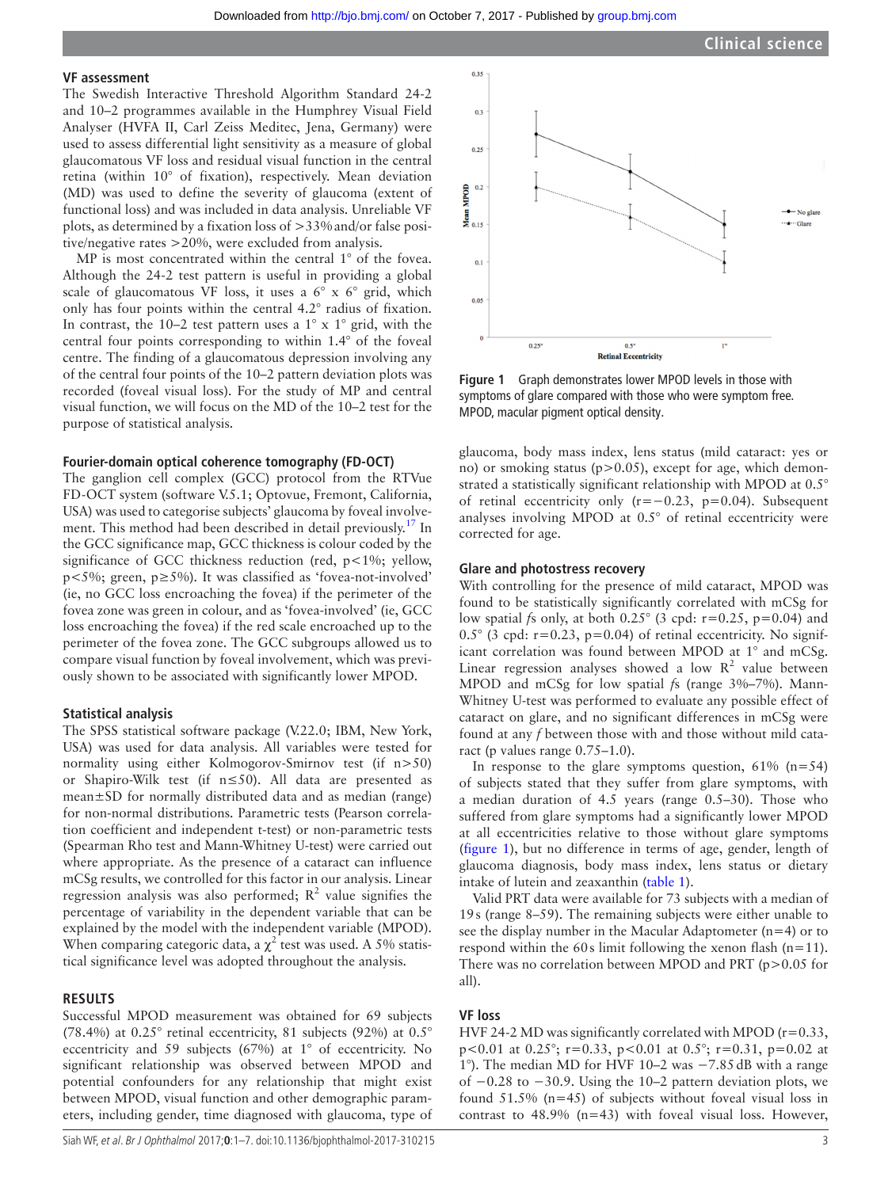### VF assessment

The Swedish Interactive Threshold Algorithm Standard 24-2 and 10–2 programmes available in the Humphrey Visual Field Analyser (HVFA II, Carl Zeiss Meditec, Jena, Germany) were used to assess differential light sensitivity as a measure of global glaucomatous VF loss and residual visual function in the central retina (within 10° of fixation), respectively. Mean deviation (MD) was used to define the severity of glaucoma (extent of functional loss) and was included in data analysis. Unreliable VF plots, as determined by a fixation loss of >33% and/or false positive/negative rates >20%, were excluded from analysis.

MP is most concentrated within the central 1° of the fovea. Although the 24-2 test pattern is useful in providing a global scale of glaucomatous VF loss, it uses a 6° x 6° grid, which only has four points within the central 4.2° radius of fixation. In contrast, the 10–2 test pattern uses a 1° x 1° grid, with the central four points corresponding to within 1.4° of the foveal centre. The finding of a glaucomatous depression involving any of the central four points of the 10–2 pattern deviation plots was recorded (foveal visual loss). For the study of MP and central visual function, we will focus on the MD of the 10–2 test for the purpose of statistical analysis.

### Fourier-domain optical coherence tomography (FD-OCT)

The ganglion cell complex (GCC) protocol from the RTVue FD-OCT system (software V.5.1; Optovue, Fremont, California, USA) was used to categorise subjects' glaucoma by foveal involvement. This method had been described in detail previously.[17] In the GCC significance map, GCC thickness is colour coded by the significance of GCC thickness reduction (red, $p<1\%$; yellow, $p<5\%$; green, $p\geq5\%$). It was classified as 'fovea-not-involved' (ie, no GCC loss encroaching the fovea) if the perimeter of the fovea zone was green in colour, and as 'fovea-involved' (ie, GCC loss encroaching the fovea) if the red scale encroached up to the perimeter of the fovea zone. The GCC subgroups allowed us to compare visual function by foveal involvement, which was previously shown to be associated with significantly lower MPOD.

### Statistical analysis

The SPSS statistical software package (V.22.0; IBM, New York, USA) was used for data analysis. All variables were tested for normality using either Kolmogorov-Smirnov test (if $n>50$) or Shapiro-Wilk test (if $n\leq50$). All data are presented as mean±SD for normally distributed data and as median (range) for non-normal distributions. Parametric tests (Pearson correlation coefficient and independent t-test) or non-parametric tests (Spearman Rho test and Mann-Whitney U-test) were carried out where appropriate. As the presence of a cataract can influence mCSg results, we controlled for this factor in our analysis. Linear regression analysis was also performed; $R^2$ value signifies the percentage of variability in the dependent variable that can be explained by the model with the independent variable (MPOD). When comparing categoric data, a $\chi^2$ test was used. A 5% statistical significance level was adopted throughout the analysis.

## RESULTS

Successful MPOD measurement was obtained for 69 subjects (78.4%) at 0.25° retinal eccentricity, 81 subjects (92%) at 0.5° eccentricity and 59 subjects (67%) at 1° of eccentricity. No significant relationship was observed between MPOD and potential confounders for any relationship that might exist between MPOD, visual function and other demographic parameters, including gender, time diagnosed with glaucoma, type of glaucoma, body mass index, lens status (mild cataract: yes or no) or smoking status ($p>0.05$), except for age, which demonstrated a statistically significant relationship with MPOD at 0.5° of retinal eccentricity only ($r=-0.23$, $p=0.04$). Subsequent analyses involving MPOD at 0.5° of retinal eccentricity were corrected for age.

Figure 1 Graph demonstrates lower MPOD levels in those with symptoms of glare compared with those who were symptom free. MPOD, macular pigment optical density.

### Glare and photostress recovery

With controlling for the presence of mild cataract, MPOD was found to be statistically significantly correlated with mCSg for low spatial *f*s only, at both 0.25° (3 cpd: $r=0.25$, $p=0.04$) and 0.5° (3 cpd: $r=0.23$, $p=0.04$) of retinal eccentricity. No significant correlation was found between MPOD at 1° and mCSg. Linear regression analyses showed a low $R^2$ value between MPOD and mCSg for low spatial *f*s (range 3%–7%). Mann-Whitney U-test was performed to evaluate any possible effect of cataract on glare, and no significant differences in mCSg were found at any *f* between those with and those without mild cataract (p values range 0.75–1.0).

In response to the glare symptoms question, 61% (n=54) of subjects stated that they suffer from glare symptoms, with a median duration of 4.5 years (range 0.5–30). Those who suffered from glare symptoms had a significantly lower MPOD at all eccentricities relative to those without glare symptoms (figure 1), but no difference in terms of age, gender, length of glaucoma diagnosis, body mass index, lens status or dietary intake of lutein and zeaxanthin (table 1).

Valid PRT data were available for 73 subjects with a median of 19 s (range 8–59). The remaining subjects were either unable to see the display number in the Macular Adaptometer (n=4) or to respond within the 60 s limit following the xenon flash (n=11). There was no correlation between MPOD and PRT ($p>0.05$ for all).

### VF loss

HVF 24-2 MD was significantly correlated with MPOD ($r=0.33$, $p<0.01$ at 0.25°; $r=0.33$, $p<0.01$ at 0.5°; $r=0.31$, $p=0.02$ at 1°). The median MD for HVF 10–2 was −7.85 dB with a range of −0.28 to −30.9. Using the 10–2 pattern deviation plots, we found 51.5% (n=45) of subjects without foveal visual loss in contrast to 48.9% (n=43) with foveal visual loss. However,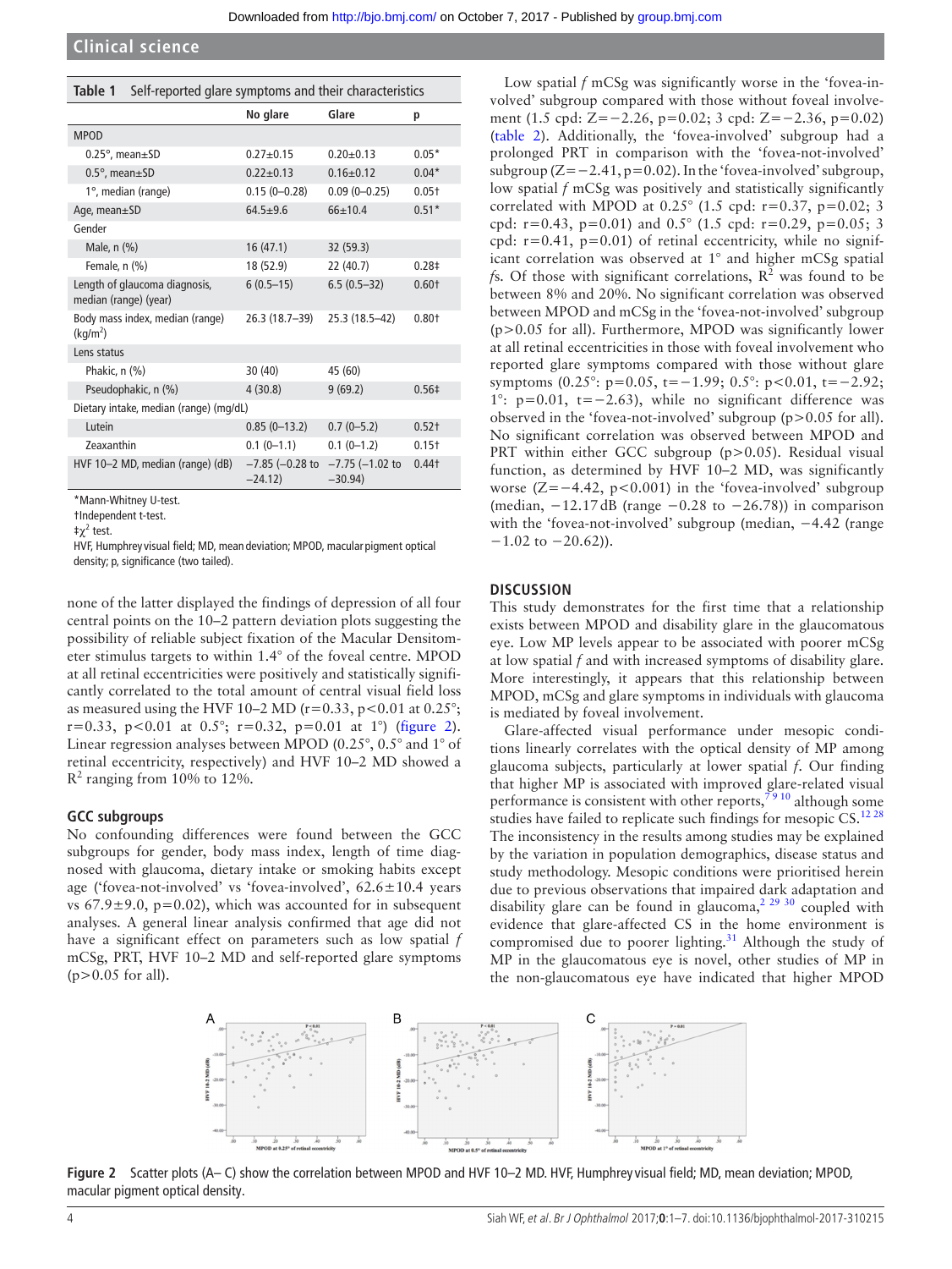**Table 1** Self-reported glare symptoms and their characteristics

| | No glare | Glare | p |
|---|---|---|---|
| MPOD | | | |
| 0.25°, mean±SD | 0.27±0.15 | 0.20±0.13 | 0.05* |
| 0.5°, mean±SD | 0.22±0.13 | 0.16±0.12 | 0.04* |
| 1°, median (range) | 0.15 (0–0.28) | 0.09 (0–0.25) | 0.05† |
| Age, mean±SD | 64.5±9.6 | 66±10.4 | 0.51* |
| Gender | | | |
| Male, n (%) | 16 (47.1) | 32 (59.3) | |
| Female, n (%) | 18 (52.9) | 22 (40.7) | 0.28‡ |
| Length of glaucoma diagnosis, median (range) (year) | 6 (0.5–15) | 6.5 (0.5–32) | 0.60† |
| Body mass index, median (range) (kg/m$^2$) | 26.3 (18.7–39) | 25.3 (18.5–42) | 0.80† |
| Lens status | | | |
| Phakic, n (%) | 30 (40) | 45 (60) | |
| Pseudophakic, n (%) | 4 (30.8) | 9 (69.2) | 0.56‡ |
| Dietary intake, median (range) (mg/dL) | | | |
| Lutein | 0.85 (0–13.2) | 0.7 (0–5.2) | 0.52† |
| Zeaxanthin | 0.1 (0–1.1) | 0.1 (0–1.2) | 0.15† |
| HVF 10–2 MD, median (range) (dB) | −7.85 (−0.28 to −24.12) | −7.75 (−1.02 to −30.94) | 0.44† |

*Mann-Whitney U-test.
†Independent t-test.
‡$\chi^2$ test.
HVF, Humphrey visual field; MD, mean deviation; MPOD, macular pigment optical density; p, significance (two tailed).

none of the latter displayed the findings of depression of all four central points on the 10–2 pattern deviation plots suggesting the possibility of reliable subject fixation of the Macular Densitometer stimulus targets to within 1.4° of the foveal centre. MPOD at all retinal eccentricities were positively and statistically significantly correlated to the total amount of central visual field loss as measured using the HVF 10–2 MD (r=0.33, p<0.01 at 0.25°; r=0.33, p<0.01 at 0.5°; r=0.32, p=0.01 at 1°) (figure 2). Linear regression analyses between MPOD (0.25°, 0.5° and 1° of retinal eccentricity, respectively) and HVF 10–2 MD showed a $R^2$ ranging from 10% to 12%.

### GCC subgroups

No confounding differences were found between the GCC subgroups for gender, body mass index, length of time diagnosed with glaucoma, dietary intake or smoking habits except age ('fovea-not-involved' vs 'fovea-involved', 62.6±10.4 years vs 67.9±9.0, p=0.02), which was accounted for in subsequent analyses. A general linear analysis confirmed that age did not have a significant effect on parameters such as low spatial *f* mCSg, PRT, HVF 10–2 MD and self-reported glare symptoms (p>0.05 for all).

Low spatial *f* mCSg was significantly worse in the 'fovea-involved' subgroup compared with those without foveal involvement (1.5 cpd: Z=−2.26, p=0.02; 3 cpd: Z=−2.36, p=0.02) (table 2). Additionally, the 'fovea-involved' subgroup had a prolonged PRT in comparison with the 'fovea-not-involved' subgroup (Z=−2.41, p=0.02). In the 'fovea-involved' subgroup, low spatial *f* mCSg was positively and statistically significantly correlated with MPOD at 0.25° (1.5 cpd: r=0.37, p=0.02; 3 cpd: r=0.43, p=0.01) and 0.5° (1.5 cpd: r=0.29, p=0.05; 3 cpd: r=0.41, p=0.01) of retinal eccentricity, while no significant correlation was observed at 1° and higher mCSg spatial *f*s. Of those with significant correlations, $R^2$ was found to be between 8% and 20%. No significant correlation was observed between MPOD and mCSg in the 'fovea-not-involved' subgroup (p>0.05 for all). Furthermore, MPOD was significantly lower at all retinal eccentricities in those with foveal involvement who reported glare symptoms compared with those without glare symptoms (0.25°: p=0.05, t=−1.99; 0.5°: p<0.01, t=−2.92; 1°: p=0.01, t=−2.63), while no significant difference was observed in the 'fovea-not-involved' subgroup (p>0.05 for all). No significant correlation was observed between MPOD and PRT within either GCC subgroup (p>0.05). Residual visual function, as determined by HVF 10–2 MD, was significantly worse (Z=−4.42, p<0.001) in the 'fovea-involved' subgroup (median, −12.17 dB (range −0.28 to −26.78)) in comparison with the 'fovea-not-involved' subgroup (median, −4.42 (range −1.02 to −20.62)).

## DISCUSSION

This study demonstrates for the first time that a relationship exists between MPOD and disability glare in the glaucomatous eye. Low MP levels appear to be associated with poorer mCSg at low spatial *f* and with increased symptoms of disability glare. More interestingly, it appears that this relationship between MPOD, mCSg and glare symptoms in individuals with glaucoma is mediated by foveal involvement.

Glare-affected visual performance under mesopic conditions linearly correlates with the optical density of MP among glaucoma subjects, particularly at lower spatial *f*. Our finding that higher MP is associated with improved glare-related visual performance is consistent with other reports,[7 9 10] although some studies have failed to replicate such findings for mesopic CS.[12 28] The inconsistency in the results among studies may be explained by the variation in population demographics, disease status and study methodology. Mesopic conditions were prioritised herein due to previous observations that impaired dark adaptation and disability glare can be found in glaucoma,[2 29 30] coupled with evidence that glare-affected CS in the home environment is compromised due to poorer lighting.[31] Although the study of MP in the glaucomatous eye is novel, other studies of MP in the non-glaucomatous eye have indicated that higher MPOD

**Figure 2** Scatter plots (A– C) show the correlation between MPOD and HVF 10–2 MD. HVF, Humphrey visual field; MD, mean deviation; MPOD, macular pigment optical density.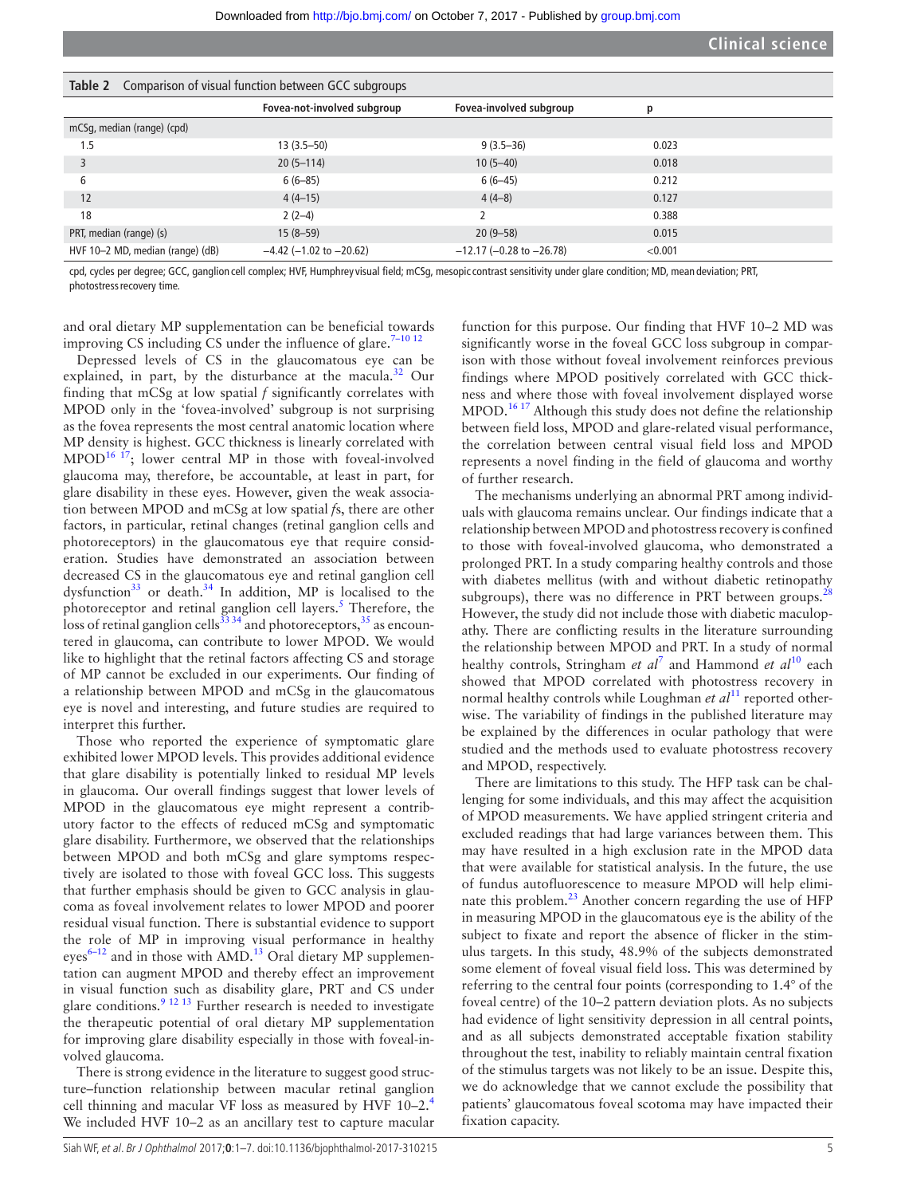**Table 2** Comparison of visual function between GCC subgroups

| | Fovea-not-involved subgroup | Fovea-involved subgroup | p |
|---|---|---|---|
| mCSg, median (range) (cpd) | | | |
| 1.5 | 13 (3.5–50) | 9 (3.5–36) | 0.023 |
| 3 | 20 (5–114) | 10 (5–40) | 0.018 |
| 6 | 6 (6–85) | 6 (6–45) | 0.212 |
| 12 | 4 (4–15) | 4 (4–8) | 0.127 |
| 18 | 2 (2–4) | 2 | 0.388 |
| PRT, median (range) (s) | 15 (8–59) | 20 (9–58) | 0.015 |
| HVF 10–2 MD, median (range) (dB) | −4.42 (−1.02 to −20.62) | −12.17 (−0.28 to −26.78) | <0.001 |

cpd, cycles per degree; GCC, ganglion cell complex; HVF, Humphrey visual field; mCSg, mesopic contrast sensitivity under glare condition; MD, mean deviation; PRT, photostress recovery time.

and oral dietary MP supplementation can be beneficial towards improving CS including CS under the influence of glare.[7–10 12]

Depressed levels of CS in the glaucomatous eye can be explained, in part, by the disturbance at the macula.[32] Our finding that mCSg at low spatial *f* significantly correlates with MPOD only in the 'fovea-involved' subgroup is not surprising as the fovea represents the most central anatomic location where MP density is highest. GCC thickness is linearly correlated with MPOD[16 17]; lower central MP in those with foveal-involved glaucoma may, therefore, be accountable, at least in part, for glare disability in these eyes. However, given the weak association between MPOD and mCSg at low spatial *f*s, there are other factors, in particular, retinal changes (retinal ganglion cells and photoreceptors) in the glaucomatous eye that require consideration. Studies have demonstrated an association between decreased CS in the glaucomatous eye and retinal ganglion cell dysfunction[33] or death.[34] In addition, MP is localised to the photoreceptor and retinal ganglion cell layers.[5] Therefore, the loss of retinal ganglion cells[33 34] and photoreceptors,[35] as encountered in glaucoma, can contribute to lower MPOD. We would like to highlight that the retinal factors affecting CS and storage of MP cannot be excluded in our experiments. Our finding of a relationship between MPOD and mCSg in the glaucomatous eye is novel and interesting, and future studies are required to interpret this further.

Those who reported the experience of symptomatic glare exhibited lower MPOD levels. This provides additional evidence that glare disability is potentially linked to residual MP levels in glaucoma. Our overall findings suggest that lower levels of MPOD in the glaucomatous eye might represent a contributory factor to the effects of reduced mCSg and symptomatic glare disability. Furthermore, we observed that the relationships between MPOD and both mCSg and glare symptoms respectively are isolated to those with foveal GCC loss. This suggests that further emphasis should be given to GCC analysis in glaucoma as foveal involvement relates to lower MPOD and poorer residual visual function. There is substantial evidence to support the role of MP in improving visual performance in healthy eyes[6–12] and in those with AMD.[13] Oral dietary MP supplementation can augment MPOD and thereby effect an improvement in visual function such as disability glare, PRT and CS under glare conditions.[9 12 13] Further research is needed to investigate the therapeutic potential of oral dietary MP supplementation for improving glare disability especially in those with foveal-involved glaucoma.

There is strong evidence in the literature to suggest good structure–function relationship between macular retinal ganglion cell thinning and macular VF loss as measured by HVF 10–2.[4] We included HVF 10–2 as an ancillary test to capture macular function for this purpose. Our finding that HVF 10–2 MD was significantly worse in the foveal GCC loss subgroup in comparison with those without foveal involvement reinforces previous findings where MPOD positively correlated with GCC thickness and where those with foveal involvement displayed worse MPOD.[16 17] Although this study does not define the relationship between field loss, MPOD and glare-related visual performance, the correlation between central visual field loss and MPOD represents a novel finding in the field of glaucoma and worthy of further research.

The mechanisms underlying an abnormal PRT among individuals with glaucoma remains unclear. Our findings indicate that a relationship between MPOD and photostress recovery is confined to those with foveal-involved glaucoma, who demonstrated a prolonged PRT. In a study comparing healthy controls and those with diabetes mellitus (with and without diabetic retinopathy subgroups), there was no difference in PRT between groups.[28] However, the study did not include those with diabetic maculopathy. There are conflicting results in the literature surrounding the relationship between MPOD and PRT. In a study of normal healthy controls, Stringham *et al*[7] and Hammond *et al*[10] each showed that MPOD correlated with photostress recovery in normal healthy controls while Loughman *et al*[11] reported otherwise. The variability of findings in the published literature may be explained by the differences in ocular pathology that were studied and the methods used to evaluate photostress recovery and MPOD, respectively.

There are limitations to this study. The HFP task can be challenging for some individuals, and this may affect the acquisition of MPOD measurements. We have applied stringent criteria and excluded readings that had large variances between them. This may have resulted in a high exclusion rate in the MPOD data that were available for statistical analysis. In the future, the use of fundus autofluorescence to measure MPOD will help eliminate this problem.[23] Another concern regarding the use of HFP in measuring MPOD in the glaucomatous eye is the ability of the subject to fixate and report the absence of flicker in the stimulus targets. In this study, 48.9% of the subjects demonstrated some element of foveal visual field loss. This was determined by referring to the central four points (corresponding to 1.4° of the foveal centre) of the 10–2 pattern deviation plots. As no subjects had evidence of light sensitivity depression in all central points, and as all subjects demonstrated acceptable fixation stability throughout the test, inability to reliably maintain central fixation of the stimulus targets was not likely to be an issue. Despite this, we do acknowledge that we cannot exclude the possibility that patients' glaucomatous foveal scotoma may have impacted their fixation capacity.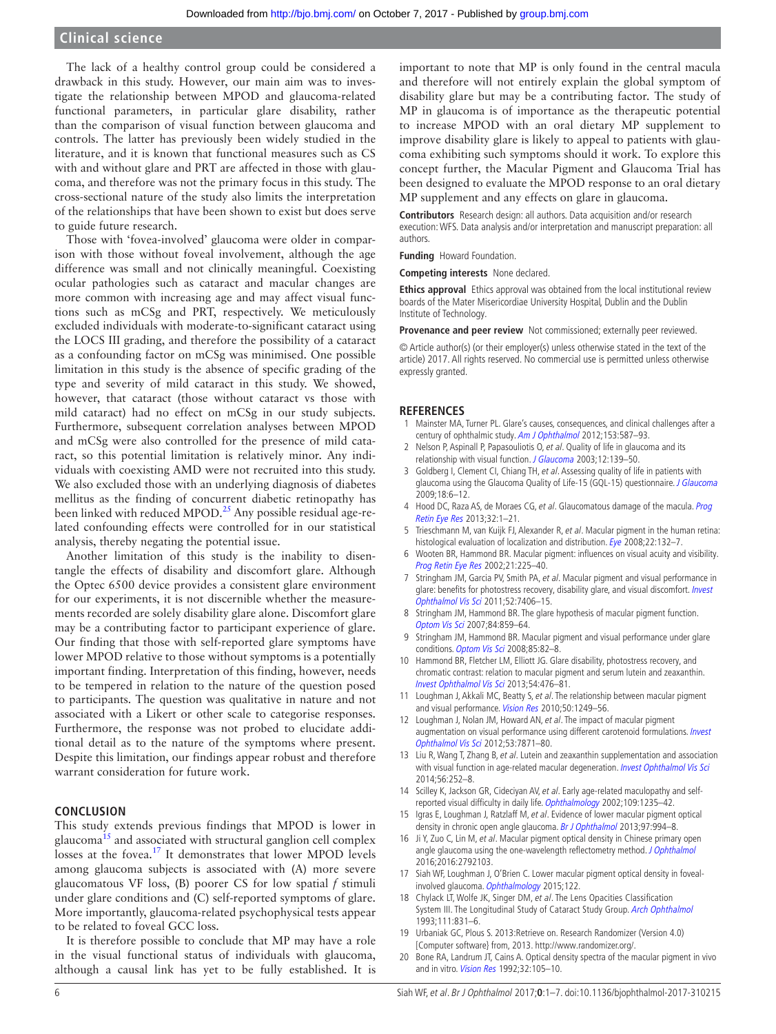The lack of a healthy control group could be considered a drawback in this study. However, our main aim was to investigate the relationship between MPOD and glaucoma-related functional parameters, in particular glare disability, rather than the comparison of visual function between glaucoma and controls. The latter has previously been widely studied in the literature, and it is known that functional measures such as CS with and without glare and PRT are affected in those with glaucoma, and therefore was not the primary focus in this study. The cross-sectional nature of the study also limits the interpretation of the relationships that have been shown to exist but does serve to guide future research.

Those with 'fovea-involved' glaucoma were older in comparison with those without foveal involvement, although the age difference was small and not clinically meaningful. Coexisting ocular pathologies such as cataract and macular changes are more common with increasing age and may affect visual functions such as mCSg and PRT, respectively. We meticulously excluded individuals with moderate-to-significant cataract using the LOCS III grading, and therefore the possibility of a cataract as a confounding factor on mCSg was minimised. One possible limitation in this study is the absence of specific grading of the type and severity of mild cataract in this study. We showed, however, that cataract (those without cataract vs those with mild cataract) had no effect on mCSg in our study subjects. Furthermore, subsequent correlation analyses between MPOD and mCSg were also controlled for the presence of mild cataract, so this potential limitation is relatively minor. Any individuals with coexisting AMD were not recruited into this study. We also excluded those with an underlying diagnosis of diabetes mellitus as the finding of concurrent diabetic retinopathy has been linked with reduced MPOD.[25] Any possible residual age-related confounding effects were controlled for in our statistical analysis, thereby negating the potential issue.

Another limitation of this study is the inability to disentangle the effects of disability and discomfort glare. Although the Optec 6500 device provides a consistent glare environment for our experiments, it is not discernible whether the measurements recorded are solely disability glare alone. Discomfort glare may be a contributing factor to participant experience of glare. Our finding that those with self-reported glare symptoms have lower MPOD relative to those without symptoms is a potentially important finding. Interpretation of this finding, however, needs to be tempered in relation to the nature of the question posed to participants. The question was qualitative in nature and not associated with a Likert or other scale to categorise responses. Furthermore, the response was not probed to elucidate additional detail as to the nature of the symptoms where present. Despite this limitation, our findings appear robust and therefore warrant consideration for future work.

## CONCLUSION

This study extends previous findings that MPOD is lower in glaucoma[15] and associated with structural ganglion cell complex losses at the fovea.[17] It demonstrates that lower MPOD levels among glaucoma subjects is associated with (A) more severe glaucomatous VF loss, (B) poorer CS for low spatial *f* stimuli under glare conditions and (C) self-reported symptoms of glare. More importantly, glaucoma-related psychophysical tests appear to be related to foveal GCC loss.

It is therefore possible to conclude that MP may have a role in the visual functional status of individuals with glaucoma, although a causal link has yet to be fully established. It is important to note that MP is only found in the central macula and therefore will not entirely explain the global symptom of disability glare but may be a contributing factor. The study of MP in glaucoma is of importance as the therapeutic potential to increase MPOD with an oral dietary MP supplement to improve disability glare is likely to appeal to patients with glaucoma exhibiting such symptoms should it work. To explore this concept further, the Macular Pigment and Glaucoma Trial has been designed to evaluate the MPOD response to an oral dietary MP supplement and any effects on glare in glaucoma.

**Contributors** Research design: all authors. Data acquisition and/or research execution: WFS. Data analysis and/or interpretation and manuscript preparation: all authors.

**Funding** Howard Foundation.

**Competing interests** None declared.

**Ethics approval** Ethics approval was obtained from the local institutional review boards of the Mater Misericordiae University Hospital, Dublin and the Dublin Institute of Technology.

**Provenance and peer review** Not commissioned; externally peer reviewed.

© Article author(s) (or their employer(s) unless otherwise stated in the text of the article) 2017. All rights reserved. No commercial use is permitted unless otherwise expressly granted.

## REFERENCES

1. Mainster MA, Turner PL. Glare's causes, consequences, and clinical challenges after a century of ophthalmic study. *Am J Ophthalmol* 2012;153:587–93.
2. Nelson P, Aspinall P, Papasouliotis O, *et al*. Quality of life in glaucoma and its relationship with visual function. *J Glaucoma* 2003;12:139–50.
3. Goldberg I, Clement CI, Chiang TH, *et al*. Assessing quality of life in patients with glaucoma using the Glaucoma Quality of Life-15 (GQL-15) questionnaire. *J Glaucoma* 2009;18:6–12.
4. Hood DC, Raza AS, de Moraes CG, *et al*. Glaucomatous damage of the macula. *Prog Retin Eye Res* 2013;32:1–21.
5. Trieschmann M, van Kuijk FJ, Alexander R, *et al*. Macular pigment in the human retina: histological evaluation of localization and distribution. *Eye* 2008;22:132–7.
6. Wooten BR, Hammond BR. Macular pigment: influences on visual acuity and visibility. *Prog Retin Eye Res* 2002;21:225–40.
7. Stringham JM, Garcia PV, Smith PA, *et al*. Macular pigment and visual performance in glare: benefits for photostress recovery, disability glare, and visual discomfort. *Invest Ophthalmol Vis Sci* 2011;52:7406–15.
8. Stringham JM, Hammond BR. The glare hypothesis of macular pigment function. *Optom Vis Sci* 2007;84:859–64.
9. Stringham JM, Hammond BR. Macular pigment and visual performance under glare conditions. *Optom Vis Sci* 2008;85:82–8.
10. Hammond BR, Fletcher LM, Elliott JG. Glare disability, photostress recovery, and chromatic contrast: relation to macular pigment and serum lutein and zeaxanthin. *Invest Ophthalmol Vis Sci* 2013;54:476–81.
11. Loughman J, Akkali MC, Beatty S, *et al*. The relationship between macular pigment and visual performance. *Vision Res* 2010;50:1249–56.
12. Loughman J, Nolan JM, Howard AN, *et al*. The impact of macular pigment augmentation on visual performance using different carotenoid formulations. *Invest Ophthalmol Vis Sci* 2012;53:7871–80.
13. Liu R, Wang T, Zhang B, *et al*. Lutein and zeaxanthin supplementation and association with visual function in age-related macular degeneration. *Invest Ophthalmol Vis Sci* 2014;56:252–8.
14. Scilley K, Jackson GR, Cideciyan AV, *et al*. Early age-related maculopathy and self-reported visual difficulty in daily life. *Ophthalmology* 2002;109:1235–42.
15. Igras E, Loughman J, Ratzlaff M, *et al*. Evidence of lower macular pigment optical density in chronic open angle glaucoma. *Br J Ophthalmol* 2013;97:994–8.
16. Ji Y, Zuo C, Lin M, *et al*. Macular pigment optical density in Chinese primary open angle glaucoma using the one-wavelength reflectometry method. *J Ophthalmol* 2016;2016:2792103.
17. Siah WF, Loughman J, O'Brien C. Lower macular pigment optical density in foveal-involved glaucoma. *Ophthalmology* 2015;122.
18. Chylack LT, Wolfe JK, Singer DM, *et al*. The Lens Opacities Classification System III. The Longitudinal Study of Cataract Study Group. *Arch Ophthalmol* 1993;111:831–6.
19. Urbaniak GC, Plous S. 2013:Retrieve on. Research Randomizer (Version 4.0) [Computer software] from, 2013. http://www.randomizer.org/.
20. Bone RA, Landrum JT, Cains A. Optical density spectra of the macular pigment in vivo and in vitro. *Vision Res* 1992;32:105–10.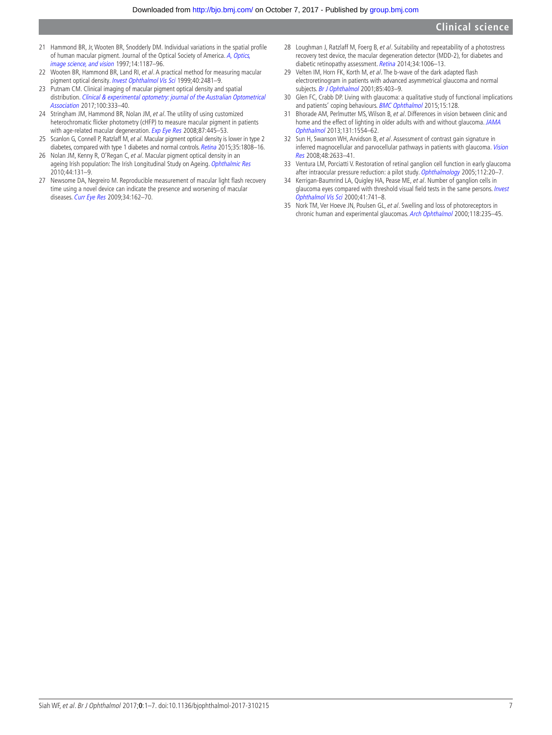21 Hammond BR, Jr, Wooten BR, Snodderly DM. Individual variations in the spatial profile of human macular pigment. Journal of the Optical Society of America. *A, Optics, image science, and vision* 1997;14:1187–96.

22 Wooten BR, Hammond BR, Land RI, *et al*. A practical method for measuring macular pigment optical density. *Invest Ophthalmol Vis Sci* 1999;40:2481–9.

23 Putnam CM. Clinical imaging of macular pigment optical density and spatial distribution. *Clinical & experimental optometry: journal of the Australian Optometrical Association* 2017;100:333–40.

24 Stringham JM, Hammond BR, Nolan JM, *et al*. The utility of using customized heterochromatic flicker photometry (cHFP) to measure macular pigment in patients with age-related macular degeneration. *Exp Eye Res* 2008;87:445–53.

25 Scanlon G, Connell P, Ratzlaff M, *et al*. Macular pigment optical density is lower in type 2 diabetes, compared with type 1 diabetes and normal controls. *Retina* 2015;35:1808–16.

26 Nolan JM, Kenny R, O'Regan C, *et al*. Macular pigment optical density in an ageing Irish population: The Irish Longitudinal Study on Ageing. *Ophthalmic Res* 2010;44:131–9.

27 Newsome DA, Negreiro M. Reproducible measurement of macular light flash recovery time using a novel device can indicate the presence and worsening of macular diseases. *Curr Eye Res* 2009;34:162–70.

28 Loughman J, Ratzlaff M, Foerg B, *et al*. Suitability and repeatability of a photostress recovery test device, the macular degeneration detector (MDD-2), for diabetes and diabetic retinopathy assessment. *Retina* 2014;34:1006–13.

29 Velten IM, Horn FK, Korth M, *et al*. The b-wave of the dark adapted flash electroretinogram in patients with advanced asymmetrical glaucoma and normal subjects. *Br J Ophthalmol* 2001;85:403–9.

30 Glen FC, Crabb DP. Living with glaucoma: a qualitative study of functional implications and patients' coping behaviours. *BMC Ophthalmol* 2015;15:128.

31 Bhorade AM, Perlmutter MS, Wilson B, *et al*. Differences in vision between clinic and home and the effect of lighting in older adults with and without glaucoma. *JAMA Ophthalmol* 2013;131:1554–62.

32 Sun H, Swanson WH, Arvidson B, *et al*. Assessment of contrast gain signature in inferred magnocellular and parvocellular pathways in patients with glaucoma. *Vision Res* 2008;48:2633–41.

33 Ventura LM, Porciatti V. Restoration of retinal ganglion cell function in early glaucoma after intraocular pressure reduction: a pilot study. *Ophthalmology* 2005;112:20–7.

34 Kerrigan-Baumrind LA, Quigley HA, Pease ME, *et al*. Number of ganglion cells in glaucoma eyes compared with threshold visual field tests in the same persons. *Invest Ophthalmol Vis Sci* 2000;41:741–8.

35 Nork TM, Ver Hoeve JN, Poulsen GL, *et al*. Swelling and loss of photoreceptors in chronic human and experimental glaucomas. *Arch Ophthalmol* 2000;118:235–45.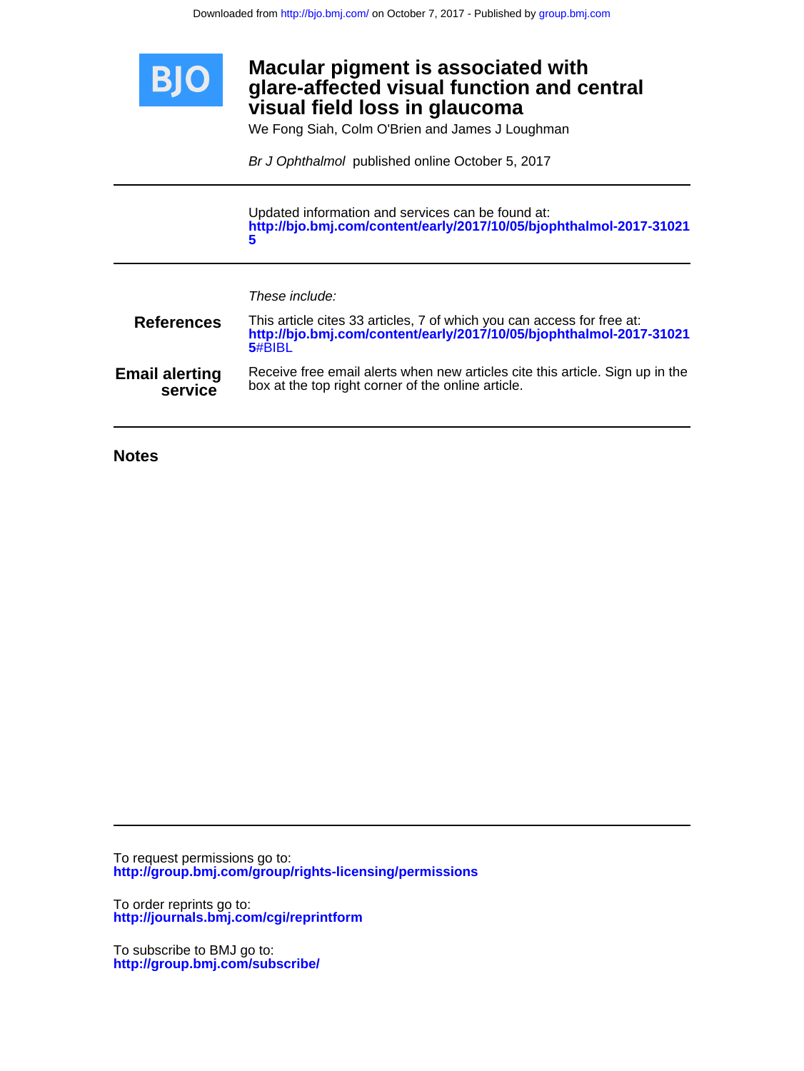Downloaded from http://bjo.bmj.com/ on October 7, 2017 - Published by group.bmj.com

BJO

# Macular pigment is associated with glare-affected visual function and central visual field loss in glaucoma

We Fong Siah, Colm O'Brien and James J Loughman

*Br J Ophthalmol* published online October 5, 2017

---

Updated information and services can be found at:
**http://bjo.bmj.com/content/early/2017/10/05/bjophthalmol-2017-310215**

---

*These include:*

**References**

This article cites 33 articles, 7 of which you can access for free at:
**http://bjo.bmj.com/content/early/2017/10/05/bjophthalmol-2017-310215**#BIBL

**Email alerting service**

Receive free email alerts when new articles cite this article. Sign up in the box at the top right corner of the online article.

---

## Notes

---

To request permissions go to:
**http://group.bmj.com/group/rights-licensing/permissions**

To order reprints go to:
**http://journals.bmj.com/cgi/reprintform**

To subscribe to BMJ go to:
**http://group.bmj.com/subscribe/**